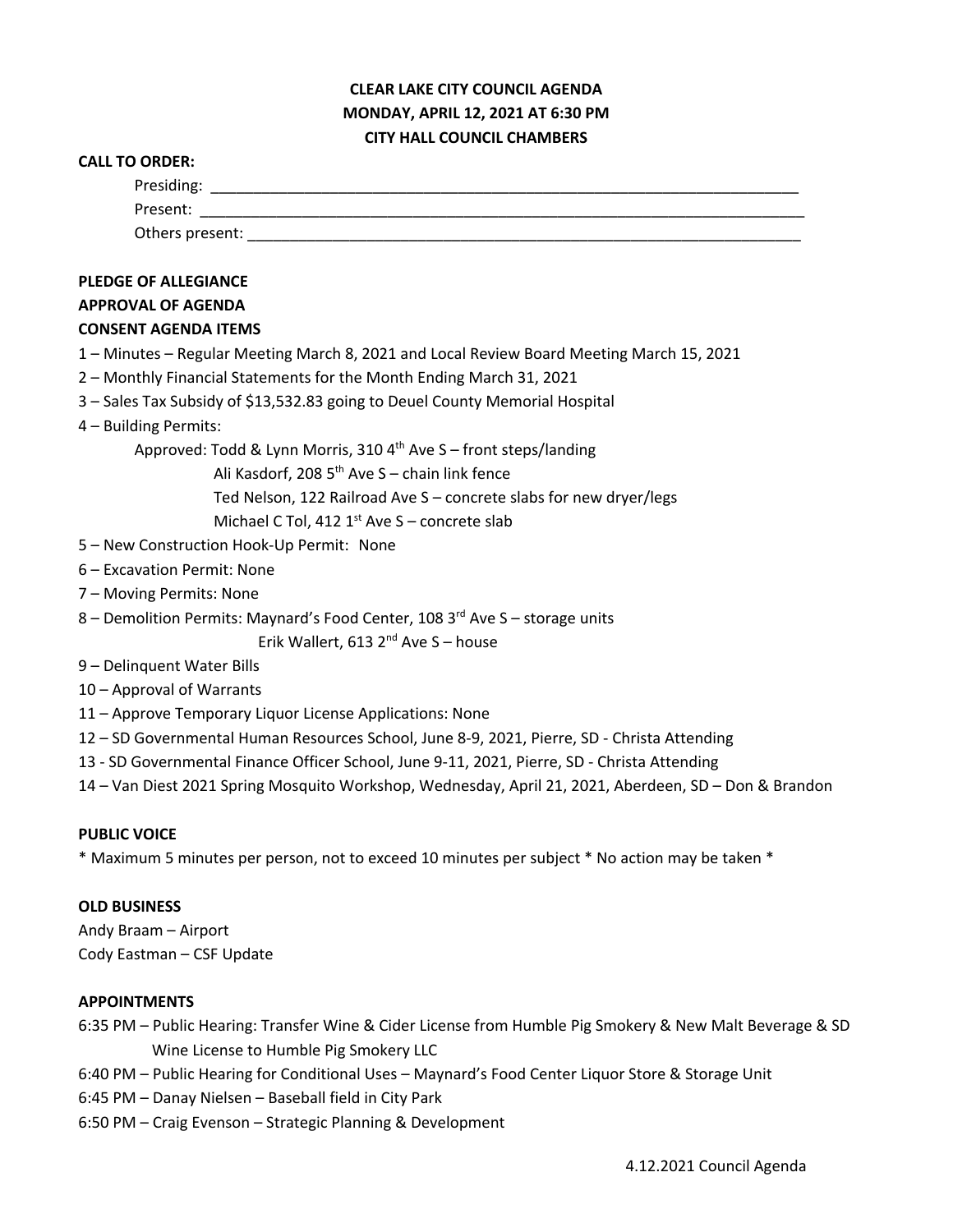**CLEAR LAKE CITY COUNCIL AGENDA**
**MONDAY, APRIL 12, 2021 AT 6:30 PM**
**CITY HALL COUNCIL CHAMBERS**

**CALL TO ORDER:**

Presiding: ______________________________________________________________________

Present: ______________________________________________________________________

Others present: __________________________________________________________________

**PLEDGE OF ALLEGIANCE**

**APPROVAL OF AGENDA**

**CONSENT AGENDA ITEMS**

1 – Minutes – Regular Meeting March 8, 2021 and Local Review Board Meeting March 15, 2021
2 – Monthly Financial Statements for the Month Ending March 31, 2021
3 – Sales Tax Subsidy of $13,532.83 going to Deuel County Memorial Hospital
4 – Building Permits:
Approved: Todd & Lynn Morris, 310 4th Ave S – front steps/landing
Ali Kasdorf, 208 5th Ave S – chain link fence
Ted Nelson, 122 Railroad Ave S – concrete slabs for new dryer/legs
Michael C Tol, 412 1st Ave S – concrete slab
5 – New Construction Hook-Up Permit: None
6 – Excavation Permit: None
7 – Moving Permits: None
8 – Demolition Permits: Maynard's Food Center, 108 3rd Ave S – storage units
Erik Wallert, 613 2nd Ave S – house
9 – Delinquent Water Bills
10 – Approval of Warrants
11 – Approve Temporary Liquor License Applications: None
12 – SD Governmental Human Resources School, June 8-9, 2021, Pierre, SD - Christa Attending
13 - SD Governmental Finance Officer School, June 9-11, 2021, Pierre, SD - Christa Attending
14 – Van Diest 2021 Spring Mosquito Workshop, Wednesday, April 21, 2021, Aberdeen, SD – Don & Brandon

**PUBLIC VOICE**

* Maximum 5 minutes per person, not to exceed 10 minutes per subject * No action may be taken *

**OLD BUSINESS**

Andy Braam – Airport
Cody Eastman – CSF Update

**APPOINTMENTS**

6:35 PM – Public Hearing: Transfer Wine & Cider License from Humble Pig Smokery & New Malt Beverage & SD Wine License to Humble Pig Smokery LLC
6:40 PM – Public Hearing for Conditional Uses – Maynard's Food Center Liquor Store & Storage Unit
6:45 PM – Danay Nielsen – Baseball field in City Park
6:50 PM – Craig Evenson – Strategic Planning & Development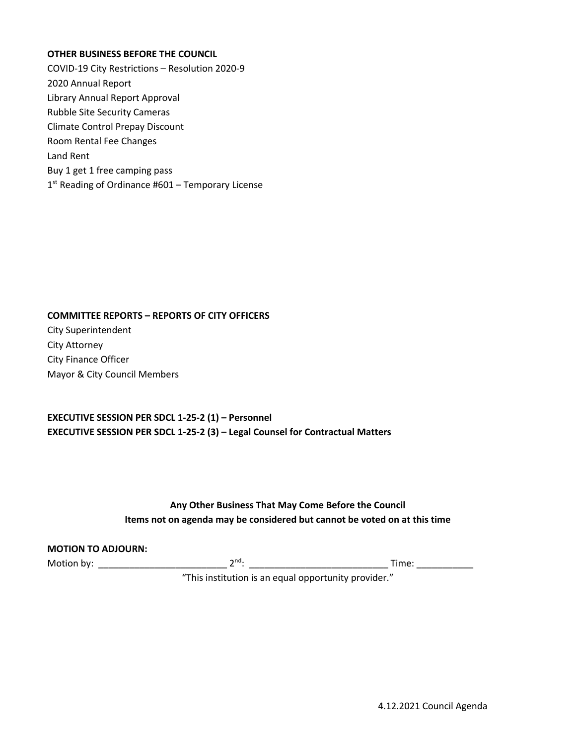**OTHER BUSINESS BEFORE THE COUNCIL**

COVID-19 City Restrictions – Resolution 2020-9
2020 Annual Report
Library Annual Report Approval
Rubble Site Security Cameras
Climate Control Prepay Discount
Room Rental Fee Changes
Land Rent
Buy 1 get 1 free camping pass
1st Reading of Ordinance #601 – Temporary License

**COMMITTEE REPORTS – REPORTS OF CITY OFFICERS**

City Superintendent
City Attorney
City Finance Officer
Mayor & City Council Members

**EXECUTIVE SESSION PER SDCL 1-25-2 (1) – Personnel**
**EXECUTIVE SESSION PER SDCL 1-25-2 (3) – Legal Counsel for Contractual Matters**

**Any Other Business That May Come Before the Council**
**Items not on agenda may be considered but cannot be voted on at this time**

**MOTION TO ADJOURN:**

Motion by: ________________________ 2nd: __________________________ Time: ___________

"This institution is an equal opportunity provider."

4.12.2021 Council Agenda